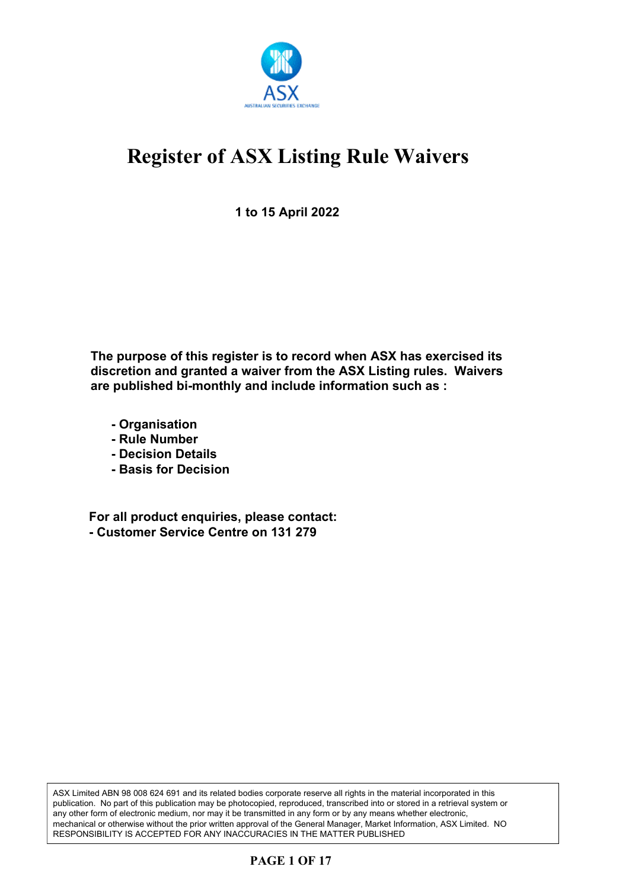# Register of ASX Listing Rule Waivers

**1 to 15 April 2022**

**The purpose of this register is to record when ASX has exercised its discretion and granted a waiver from the ASX Listing rules. Waivers are published bi-monthly and include information such as :**

- **Organisation**
- **Rule Number**
- **Decision Details**
- **Basis for Decision**

**For all product enquiries, please contact:**
**- Customer Service Centre on 131 279**

ASX Limited ABN 98 008 624 691 and its related bodies corporate reserve all rights in the material incorporated in this publication. No part of this publication may be photocopied, reproduced, transcribed into or stored in a retrieval system or any other form of electronic medium, nor may it be transmitted in any form or by any means whether electronic, mechanical or otherwise without the prior written approval of the General Manager, Market Information, ASX Limited. NO RESPONSIBILITY IS ACCEPTED FOR ANY INACCURACIES IN THE MATTER PUBLISHED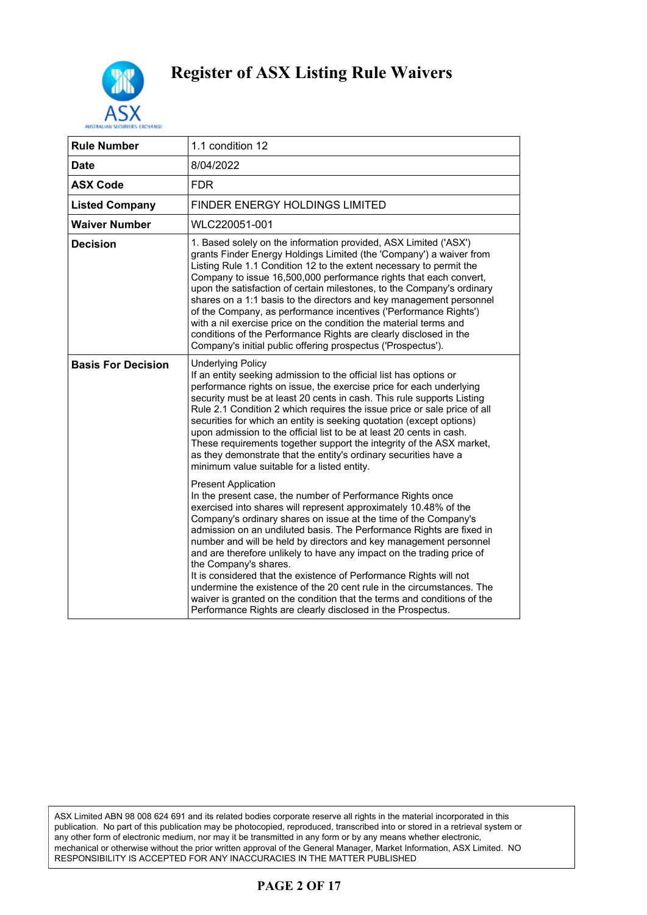# Register of ASX Listing Rule Waivers

| | |
|---|---|
| **Rule Number** | 1.1 condition 12 |
| **Date** | 8/04/2022 |
| **ASX Code** | FDR |
| **Listed Company** | FINDER ENERGY HOLDINGS LIMITED |
| **Waiver Number** | WLC220051-001 |
| **Decision** | 1. Based solely on the information provided, ASX Limited ('ASX') grants Finder Energy Holdings Limited (the 'Company') a waiver from Listing Rule 1.1 Condition 12 to the extent necessary to permit the Company to issue 16,500,000 performance rights that each convert, upon the satisfaction of certain milestones, to the Company's ordinary shares on a 1:1 basis to the directors and key management personnel of the Company, as performance incentives ('Performance Rights') with a nil exercise price on the condition the material terms and conditions of the Performance Rights are clearly disclosed in the Company's initial public offering prospectus ('Prospectus'). |
| **Basis For Decision** | Underlying Policy<br>If an entity seeking admission to the official list has options or performance rights on issue, the exercise price for each underlying security must be at least 20 cents in cash. This rule supports Listing Rule 2.1 Condition 2 which requires the issue price or sale price of all securities for which an entity is seeking quotation (except options) upon admission to the official list to be at least 20 cents in cash. These requirements together support the integrity of the ASX market, as they demonstrate that the entity's ordinary securities have a minimum value suitable for a listed entity.<br><br>Present Application<br>In the present case, the number of Performance Rights once exercised into shares will represent approximately 10.48% of the Company's ordinary shares on issue at the time of the Company's admission on an undiluted basis. The Performance Rights are fixed in number and will be held by directors and key management personnel and are therefore unlikely to have any impact on the trading price of the Company's shares.<br>It is considered that the existence of Performance Rights will not undermine the existence of the 20 cent rule in the circumstances. The waiver is granted on the condition that the terms and conditions of the Performance Rights are clearly disclosed in the Prospectus. |

ASX Limited ABN 98 008 624 691 and its related bodies corporate reserve all rights in the material incorporated in this publication. No part of this publication may be photocopied, reproduced, transcribed into or stored in a retrieval system or any other form of electronic medium, nor may it be transmitted in any form or by any means whether electronic, mechanical or otherwise without the prior written approval of the General Manager, Market Information, ASX Limited. NO RESPONSIBILITY IS ACCEPTED FOR ANY INACCURACIES IN THE MATTER PUBLISHED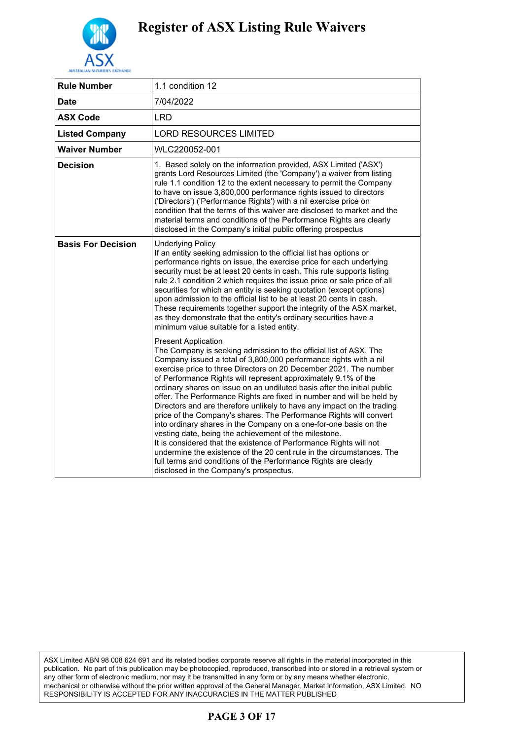# Register of ASX Listing Rule Waivers

| Rule Number | 1.1 condition 12 |
|---|---|
| Date | 7/04/2022 |
| ASX Code | LRD |
| Listed Company | LORD RESOURCES LIMITED |
| Waiver Number | WLC220052-001 |
| Decision | 1. Based solely on the information provided, ASX Limited ('ASX') grants Lord Resources Limited (the 'Company') a waiver from listing rule 1.1 condition 12 to the extent necessary to permit the Company to have on issue 3,800,000 performance rights issued to directors ('Directors') ('Performance Rights') with a nil exercise price on condition that the terms of this waiver are disclosed to market and the material terms and conditions of the Performance Rights are clearly disclosed in the Company's initial public offering prospectus |
| Basis For Decision | Underlying Policy<br>If an entity seeking admission to the official list has options or performance rights on issue, the exercise price for each underlying security must be at least 20 cents in cash. This rule supports listing rule 2.1 condition 2 which requires the issue price or sale price of all securities for which an entity is seeking quotation (except options) upon admission to the official list to be at least 20 cents in cash. These requirements together support the integrity of the ASX market, as they demonstrate that the entity's ordinary securities have a minimum value suitable for a listed entity.<br><br>Present Application<br>The Company is seeking admission to the official list of ASX. The Company issued a total of 3,800,000 performance rights with a nil exercise price to three Directors on 20 December 2021. The number of Performance Rights will represent approximately 9.1% of the ordinary shares on issue on an undiluted basis after the initial public offer. The Performance Rights are fixed in number and will be held by Directors and are therefore unlikely to have any impact on the trading price of the Company's shares. The Performance Rights will convert into ordinary shares in the Company on a one-for-one basis on the vesting date, being the achievement of the milestone.<br>It is considered that the existence of Performance Rights will not undermine the existence of the 20 cent rule in the circumstances. The full terms and conditions of the Performance Rights are clearly disclosed in the Company's prospectus. |

ASX Limited ABN 98 008 624 691 and its related bodies corporate reserve all rights in the material incorporated in this publication. No part of this publication may be photocopied, reproduced, transcribed into or stored in a retrieval system or any other form of electronic medium, nor may it be transmitted in any form or by any means whether electronic, mechanical or otherwise without the prior written approval of the General Manager, Market Information, ASX Limited. NO RESPONSIBILITY IS ACCEPTED FOR ANY INACCURACIES IN THE MATTER PUBLISHED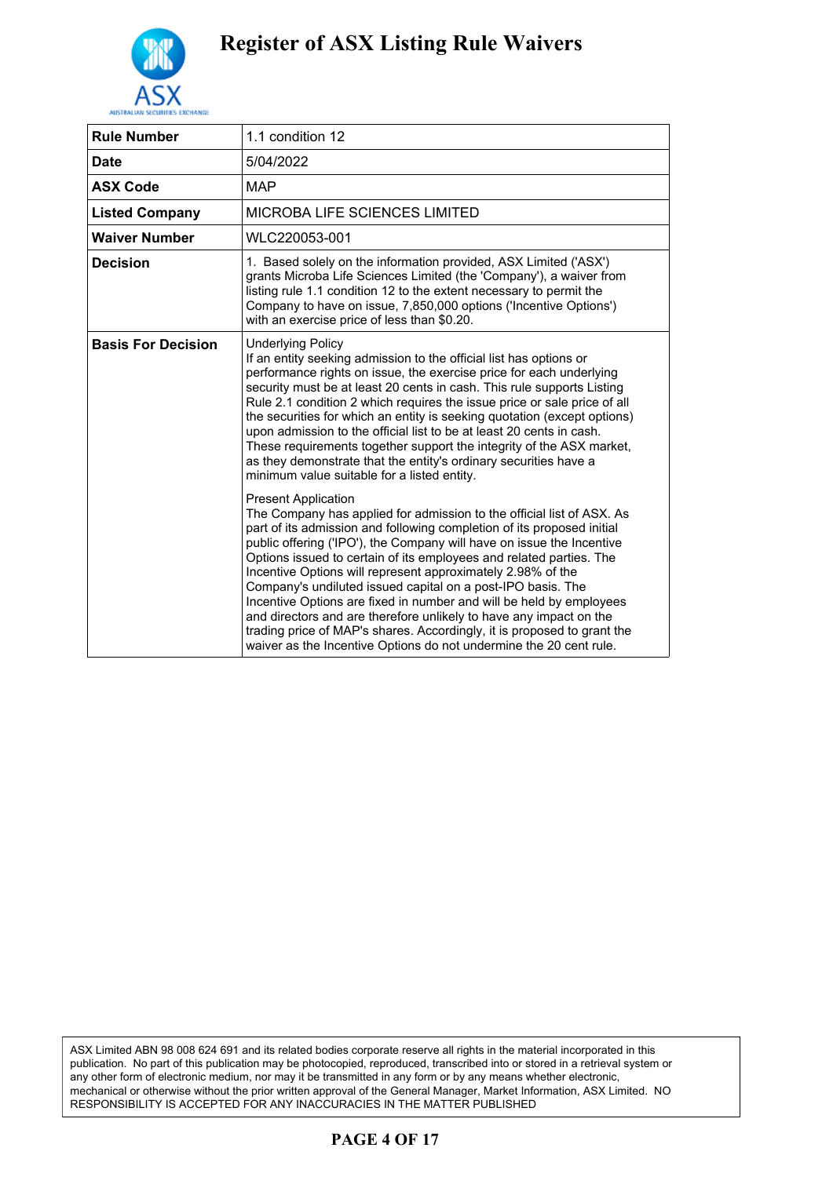# Register of ASX Listing Rule Waivers

| | |
|---|---|
| **Rule Number** | 1.1 condition 12 |
| **Date** | 5/04/2022 |
| **ASX Code** | MAP |
| **Listed Company** | MICROBA LIFE SCIENCES LIMITED |
| **Waiver Number** | WLC220053-001 |
| **Decision** | 1. Based solely on the information provided, ASX Limited ('ASX') grants Microba Life Sciences Limited (the 'Company'), a waiver from listing rule 1.1 condition 12 to the extent necessary to permit the Company to have on issue, 7,850,000 options ('Incentive Options') with an exercise price of less than $0.20. |
| **Basis For Decision** | Underlying Policy<br>If an entity seeking admission to the official list has options or performance rights on issue, the exercise price for each underlying security must be at least 20 cents in cash. This rule supports Listing Rule 2.1 condition 2 which requires the issue price or sale price of all the securities for which an entity is seeking quotation (except options) upon admission to the official list to be at least 20 cents in cash. These requirements together support the integrity of the ASX market, as they demonstrate that the entity's ordinary securities have a minimum value suitable for a listed entity.<br><br>Present Application<br>The Company has applied for admission to the official list of ASX. As part of its admission and following completion of its proposed initial public offering ('IPO'), the Company will have on issue the Incentive Options issued to certain of its employees and related parties. The Incentive Options will represent approximately 2.98% of the Company's undiluted issued capital on a post-IPO basis. The Incentive Options are fixed in number and will be held by employees and directors and are therefore unlikely to have any impact on the trading price of MAP's shares. Accordingly, it is proposed to grant the waiver as the Incentive Options do not undermine the 20 cent rule. |

ASX Limited ABN 98 008 624 691 and its related bodies corporate reserve all rights in the material incorporated in this publication. No part of this publication may be photocopied, reproduced, transcribed into or stored in a retrieval system or any other form of electronic medium, nor may it be transmitted in any form or by any means whether electronic, mechanical or otherwise without the prior written approval of the General Manager, Market Information, ASX Limited. NO RESPONSIBILITY IS ACCEPTED FOR ANY INACCURACIES IN THE MATTER PUBLISHED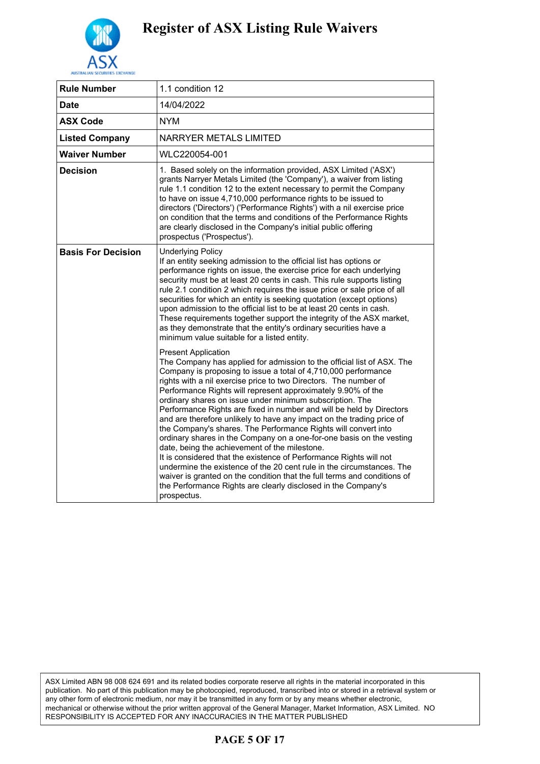# Register of ASX Listing Rule Waivers

| Rule Number | 1.1 condition 12 |
|---|---|
| Date | 14/04/2022 |
| ASX Code | NYM |
| Listed Company | NARRYER METALS LIMITED |
| Waiver Number | WLC220054-001 |
| Decision | 1. Based solely on the information provided, ASX Limited ('ASX') grants Narryer Metals Limited (the 'Company'), a waiver from listing rule 1.1 condition 12 to the extent necessary to permit the Company to have on issue 4,710,000 performance rights to be issued to directors ('Directors') ('Performance Rights') with a nil exercise price on condition that the terms and conditions of the Performance Rights are clearly disclosed in the Company's initial public offering prospectus ('Prospectus'). |
| Basis For Decision | Underlying Policy<br>If an entity seeking admission to the official list has options or performance rights on issue, the exercise price for each underlying security must be at least 20 cents in cash. This rule supports listing rule 2.1 condition 2 which requires the issue price or sale price of all securities for which an entity is seeking quotation (except options) upon admission to the official list to be at least 20 cents in cash. These requirements together support the integrity of the ASX market, as they demonstrate that the entity's ordinary securities have a minimum value suitable for a listed entity.<br><br>Present Application<br>The Company has applied for admission to the official list of ASX. The Company is proposing to issue a total of 4,710,000 performance rights with a nil exercise price to two Directors. The number of Performance Rights will represent approximately 9.90% of the ordinary shares on issue under minimum subscription. The Performance Rights are fixed in number and will be held by Directors and are therefore unlikely to have any impact on the trading price of the Company's shares. The Performance Rights will convert into ordinary shares in the Company on a one-for-one basis on the vesting date, being the achievement of the milestone.<br>It is considered that the existence of Performance Rights will not undermine the existence of the 20 cent rule in the circumstances. The waiver is granted on the condition that the full terms and conditions of the Performance Rights are clearly disclosed in the Company's prospectus. |

ASX Limited ABN 98 008 624 691 and its related bodies corporate reserve all rights in the material incorporated in this publication. No part of this publication may be photocopied, reproduced, transcribed into or stored in a retrieval system or any other form of electronic medium, nor may it be transmitted in any form or by any means whether electronic, mechanical or otherwise without the prior written approval of the General Manager, Market Information, ASX Limited. NO RESPONSIBILITY IS ACCEPTED FOR ANY INACCURACIES IN THE MATTER PUBLISHED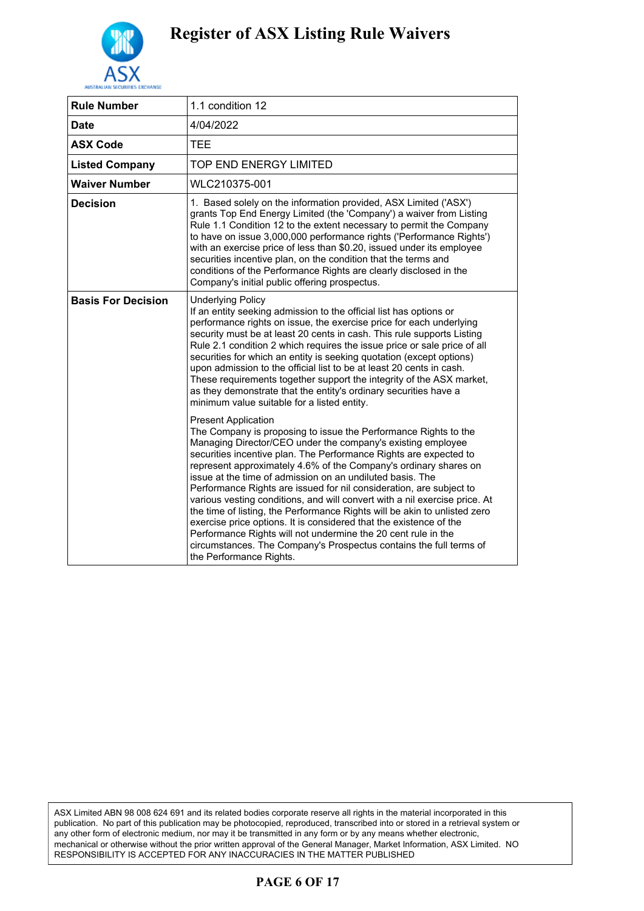# Register of ASX Listing Rule Waivers

| Rule Number | 1.1 condition 12 |
|---|---|
| Date | 4/04/2022 |
| ASX Code | TEE |
| Listed Company | TOP END ENERGY LIMITED |
| Waiver Number | WLC210375-001 |
| Decision | 1. Based solely on the information provided, ASX Limited ('ASX') grants Top End Energy Limited (the 'Company') a waiver from Listing Rule 1.1 Condition 12 to the extent necessary to permit the Company to have on issue 3,000,000 performance rights ('Performance Rights') with an exercise price of less than $0.20, issued under its employee securities incentive plan, on the condition that the terms and conditions of the Performance Rights are clearly disclosed in the Company's initial public offering prospectus. |
| Basis For Decision | Underlying Policy<br>If an entity seeking admission to the official list has options or performance rights on issue, the exercise price for each underlying security must be at least 20 cents in cash. This rule supports Listing Rule 2.1 condition 2 which requires the issue price or sale price of all securities for which an entity is seeking quotation (except options) upon admission to the official list to be at least 20 cents in cash. These requirements together support the integrity of the ASX market, as they demonstrate that the entity's ordinary securities have a minimum value suitable for a listed entity.<br><br>Present Application<br>The Company is proposing to issue the Performance Rights to the Managing Director/CEO under the company's existing employee securities incentive plan. The Performance Rights are expected to represent approximately 4.6% of the Company's ordinary shares on issue at the time of admission on an undiluted basis. The Performance Rights are issued for nil consideration, are subject to various vesting conditions, and will convert with a nil exercise price. At the time of listing, the Performance Rights will be akin to unlisted zero exercise price options. It is considered that the existence of the Performance Rights will not undermine the 20 cent rule in the circumstances. The Company's Prospectus contains the full terms of the Performance Rights. |

ASX Limited ABN 98 008 624 691 and its related bodies corporate reserve all rights in the material incorporated in this publication. No part of this publication may be photocopied, reproduced, transcribed into or stored in a retrieval system or any other form of electronic medium, nor may it be transmitted in any form or by any means whether electronic, mechanical or otherwise without the prior written approval of the General Manager, Market Information, ASX Limited. NO RESPONSIBILITY IS ACCEPTED FOR ANY INACCURACIES IN THE MATTER PUBLISHED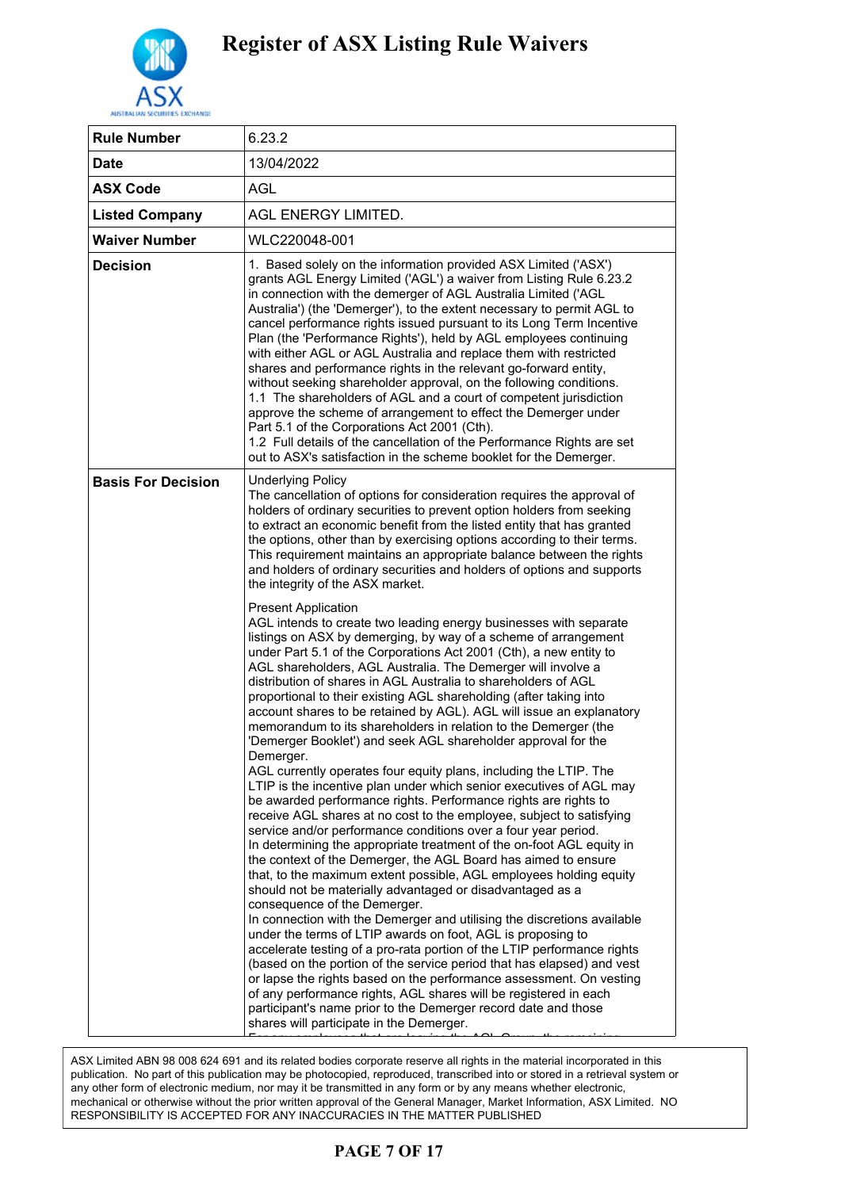# Register of ASX Listing Rule Waivers

| **Rule Number** | 6.23.2 |
|---|---|
| **Date** | 13/04/2022 |
| **ASX Code** | AGL |
| **Listed Company** | AGL ENERGY LIMITED. |
| **Waiver Number** | WLC220048-001 |
| **Decision** | 1. Based solely on the information provided ASX Limited ('ASX') grants AGL Energy Limited ('AGL') a waiver from Listing Rule 6.23.2 in connection with the demerger of AGL Australia Limited ('AGL Australia') (the 'Demerger'), to the extent necessary to permit AGL to cancel performance rights issued pursuant to its Long Term Incentive Plan (the 'Performance Rights'), held by AGL employees continuing with either AGL or AGL Australia and replace them with restricted shares and performance rights in the relevant go-forward entity, without seeking shareholder approval, on the following conditions.<br>1.1 The shareholders of AGL and a court of competent jurisdiction approve the scheme of arrangement to effect the Demerger under Part 5.1 of the Corporations Act 2001 (Cth).<br>1.2 Full details of the cancellation of the Performance Rights are set out to ASX's satisfaction in the scheme booklet for the Demerger. |
| **Basis For Decision** | Underlying Policy<br>The cancellation of options for consideration requires the approval of holders of ordinary securities to prevent option holders from seeking to extract an economic benefit from the listed entity that has granted the options, other than by exercising options according to their terms. This requirement maintains an appropriate balance between the rights and holders of ordinary securities and holders of options and supports the integrity of the ASX market.<br><br>Present Application<br>AGL intends to create two leading energy businesses with separate listings on ASX by demerging, by way of a scheme of arrangement under Part 5.1 of the Corporations Act 2001 (Cth), a new entity to AGL shareholders, AGL Australia. The Demerger will involve a distribution of shares in AGL Australia to shareholders of AGL proportional to their existing AGL shareholding (after taking into account shares to be retained by AGL). AGL will issue an explanatory memorandum to its shareholders in relation to the Demerger (the 'Demerger Booklet') and seek AGL shareholder approval for the Demerger.<br>AGL currently operates four equity plans, including the LTIP. The LTIP is the incentive plan under which senior executives of AGL may be awarded performance rights. Performance rights are rights to receive AGL shares at no cost to the employee, subject to satisfying service and/or performance conditions over a four year period.<br>In determining the appropriate treatment of the on-foot AGL equity in the context of the Demerger, the AGL Board has aimed to ensure that, to the maximum extent possible, AGL employees holding equity should not be materially advantaged or disadvantaged as a consequence of the Demerger.<br>In connection with the Demerger and utilising the discretions available under the terms of LTIP awards on foot, AGL is proposing to accelerate testing of a pro-rata portion of the LTIP performance rights (based on the portion of the service period that has elapsed) and vest or lapse the rights based on the performance assessment. On vesting of any performance rights, AGL shares will be registered in each participant's name prior to the Demerger record date and those shares will participate in the Demerger. |

ASX Limited ABN 98 008 624 691 and its related bodies corporate reserve all rights in the material incorporated in this publication. No part of this publication may be photocopied, reproduced, transcribed into or stored in a retrieval system or any other form of electronic medium, nor may it be transmitted in any form or by any means whether electronic, mechanical or otherwise without the prior written approval of the General Manager, Market Information, ASX Limited. NO RESPONSIBILITY IS ACCEPTED FOR ANY INACCURACIES IN THE MATTER PUBLISHED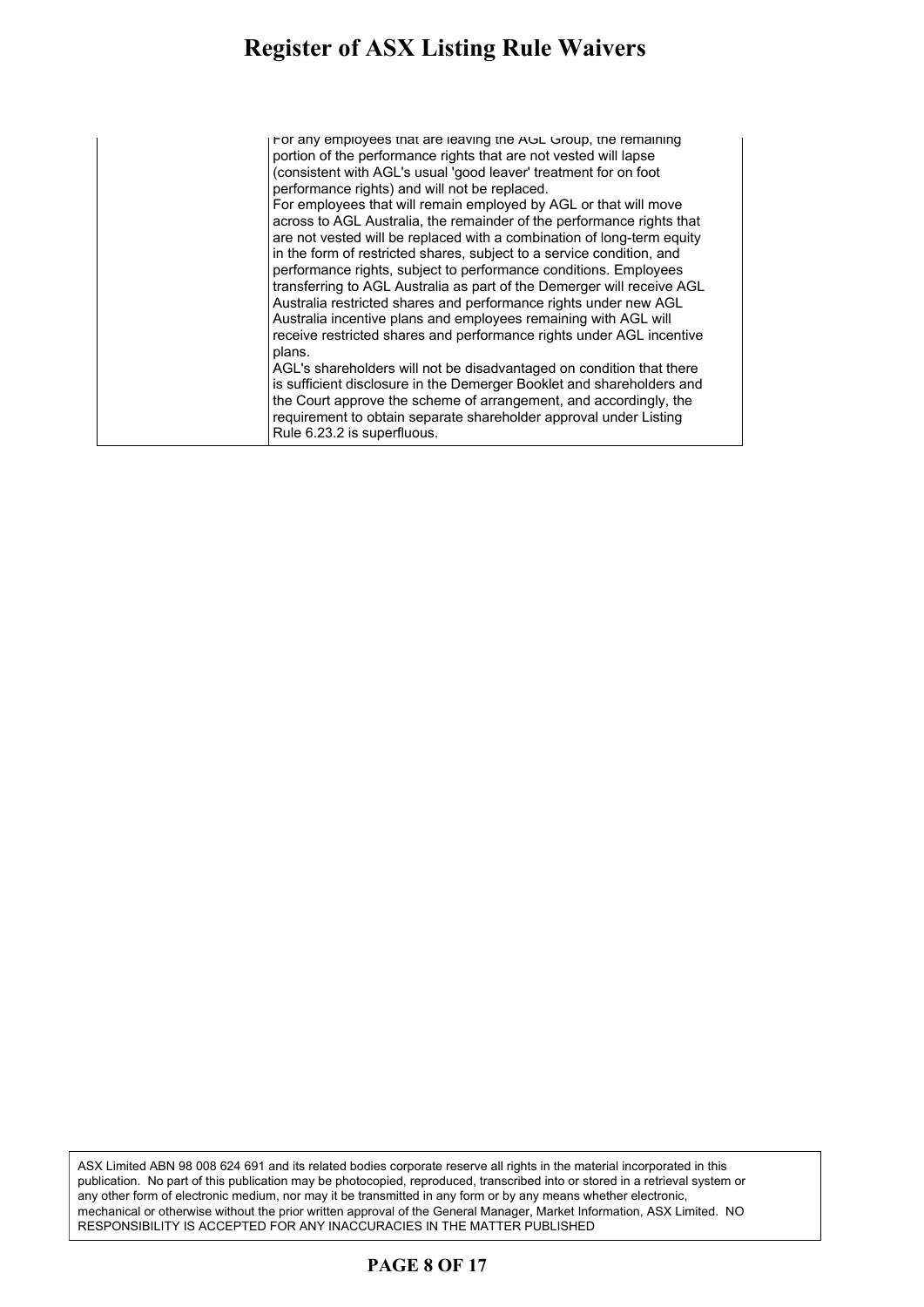| | |
|---|---|
| | For any employees that are leaving the AGL Group, the remaining portion of the performance rights that are not vested will lapse (consistent with AGL's usual 'good leaver' treatment for on foot performance rights) and will not be replaced.<br>For employees that will remain employed by AGL or that will move across to AGL Australia, the remainder of the performance rights that are not vested will be replaced with a combination of long-term equity in the form of restricted shares, subject to a service condition, and performance rights, subject to performance conditions. Employees transferring to AGL Australia as part of the Demerger will receive AGL Australia restricted shares and performance rights under new AGL Australia incentive plans and employees remaining with AGL will receive restricted shares and performance rights under AGL incentive plans.<br>AGL's shareholders will not be disadvantaged on condition that there is sufficient disclosure in the Demerger Booklet and shareholders and the Court approve the scheme of arrangement, and accordingly, the requirement to obtain separate shareholder approval under Listing Rule 6.23.2 is superfluous. |

ASX Limited ABN 98 008 624 691 and its related bodies corporate reserve all rights in the material incorporated in this publication. No part of this publication may be photocopied, reproduced, transcribed into or stored in a retrieval system or any other form of electronic medium, nor may it be transmitted in any form or by any means whether electronic, mechanical or otherwise without the prior written approval of the General Manager, Market Information, ASX Limited. NO RESPONSIBILITY IS ACCEPTED FOR ANY INACCURACIES IN THE MATTER PUBLISHED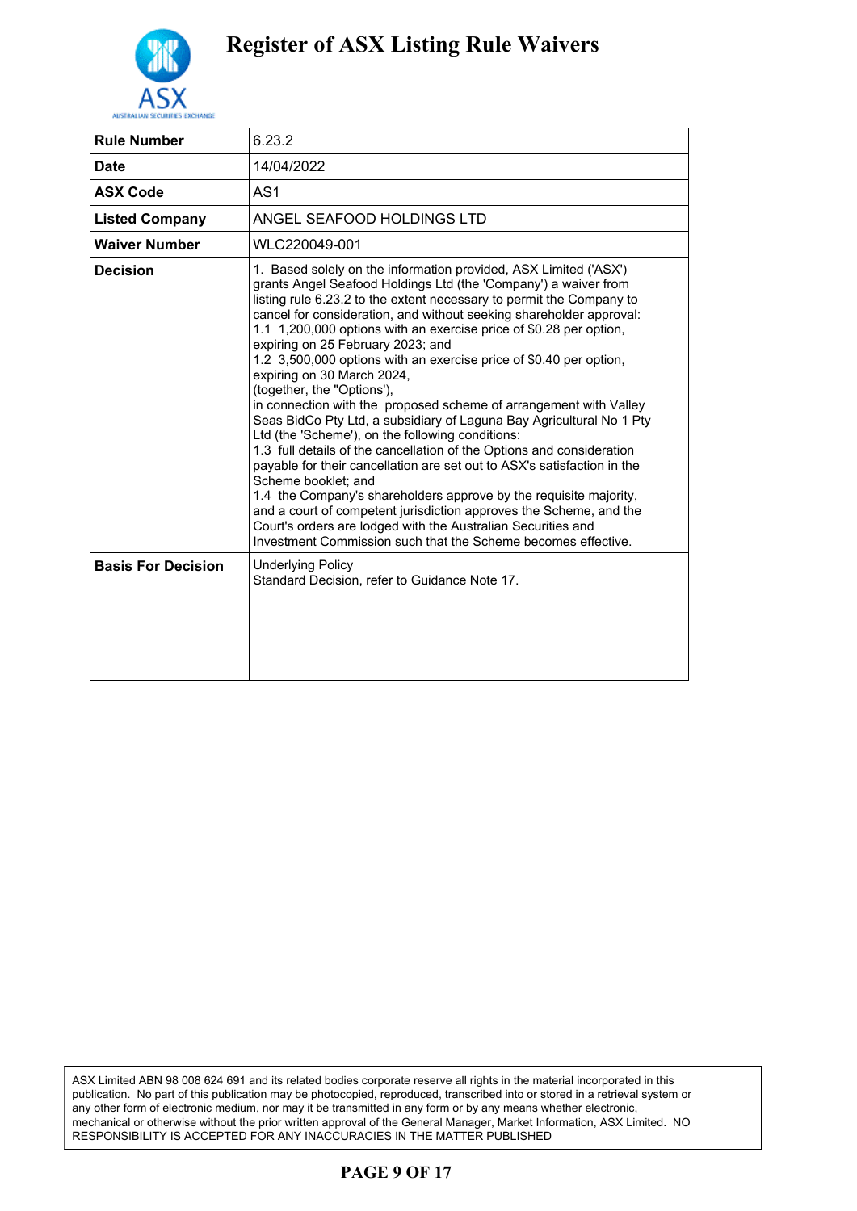# Register of ASX Listing Rule Waivers

| Rule Number | 6.23.2 |
|---|---|
| Date | 14/04/2022 |
| ASX Code | AS1 |
| Listed Company | ANGEL SEAFOOD HOLDINGS LTD |
| Waiver Number | WLC220049-001 |
| Decision | 1. Based solely on the information provided, ASX Limited ('ASX') grants Angel Seafood Holdings Ltd (the 'Company') a waiver from listing rule 6.23.2 to the extent necessary to permit the Company to cancel for consideration, and without seeking shareholder approval:<br>1.1 1,200,000 options with an exercise price of $0.28 per option, expiring on 25 February 2023; and<br>1.2 3,500,000 options with an exercise price of $0.40 per option, expiring on 30 March 2024,<br>(together, the "Options"),<br>in connection with the proposed scheme of arrangement with Valley Seas BidCo Pty Ltd, a subsidiary of Laguna Bay Agricultural No 1 Pty Ltd (the 'Scheme'), on the following conditions:<br>1.3 full details of the cancellation of the Options and consideration payable for their cancellation are set out to ASX's satisfaction in the Scheme booklet; and<br>1.4 the Company's shareholders approve by the requisite majority, and a court of competent jurisdiction approves the Scheme, and the Court's orders are lodged with the Australian Securities and Investment Commission such that the Scheme becomes effective. |
| Basis For Decision | Underlying Policy<br>Standard Decision, refer to Guidance Note 17. |

ASX Limited ABN 98 008 624 691 and its related bodies corporate reserve all rights in the material incorporated in this publication. No part of this publication may be photocopied, reproduced, transcribed into or stored in a retrieval system or any other form of electronic medium, nor may it be transmitted in any form or by any means whether electronic, mechanical or otherwise without the prior written approval of the General Manager, Market Information, ASX Limited. NO RESPONSIBILITY IS ACCEPTED FOR ANY INACCURACIES IN THE MATTER PUBLISHED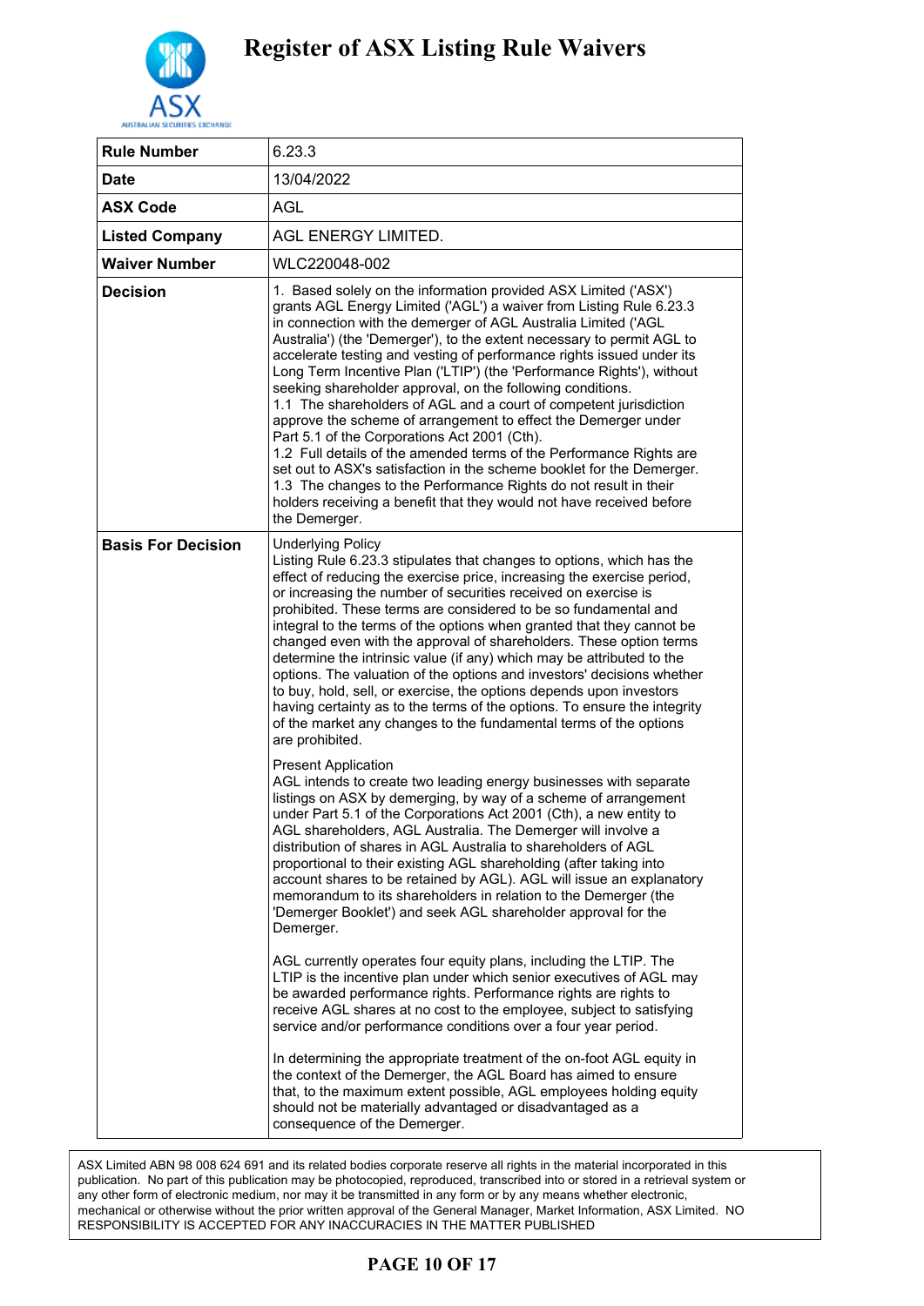# Register of ASX Listing Rule Waivers

| Rule Number | 6.23.3 |
|---|---|
| Date | 13/04/2022 |
| ASX Code | AGL |
| Listed Company | AGL ENERGY LIMITED. |
| Waiver Number | WLC220048-002 |
| Decision | 1. Based solely on the information provided ASX Limited ('ASX') grants AGL Energy Limited ('AGL') a waiver from Listing Rule 6.23.3 in connection with the demerger of AGL Australia Limited ('AGL Australia') (the 'Demerger'), to the extent necessary to permit AGL to accelerate testing and vesting of performance rights issued under its Long Term Incentive Plan ('LTIP') (the 'Performance Rights'), without seeking shareholder approval, on the following conditions.<br>1.1 The shareholders of AGL and a court of competent jurisdiction approve the scheme of arrangement to effect the Demerger under Part 5.1 of the Corporations Act 2001 (Cth).<br>1.2 Full details of the amended terms of the Performance Rights are set out to ASX's satisfaction in the scheme booklet for the Demerger.<br>1.3 The changes to the Performance Rights do not result in their holders receiving a benefit that they would not have received before the Demerger. |
| Basis For Decision | Underlying Policy<br>Listing Rule 6.23.3 stipulates that changes to options, which has the effect of reducing the exercise price, increasing the exercise period, or increasing the number of securities received on exercise is prohibited. These terms are considered to be so fundamental and integral to the terms of the options when granted that they cannot be changed even with the approval of shareholders. These option terms determine the intrinsic value (if any) which may be attributed to the options. The valuation of the options and investors' decisions whether to buy, hold, sell, or exercise, the options depends upon investors having certainty as to the terms of the options. To ensure the integrity of the market any changes to the fundamental terms of the options are prohibited.<br><br>Present Application<br>AGL intends to create two leading energy businesses with separate listings on ASX by demerging, by way of a scheme of arrangement under Part 5.1 of the Corporations Act 2001 (Cth), a new entity to AGL shareholders, AGL Australia. The Demerger will involve a distribution of shares in AGL Australia to shareholders of AGL proportional to their existing AGL shareholding (after taking into account shares to be retained by AGL). AGL will issue an explanatory memorandum to its shareholders in relation to the Demerger (the 'Demerger Booklet') and seek AGL shareholder approval for the Demerger.<br><br>AGL currently operates four equity plans, including the LTIP. The LTIP is the incentive plan under which senior executives of AGL may be awarded performance rights. Performance rights are rights to receive AGL shares at no cost to the employee, subject to satisfying service and/or performance conditions over a four year period.<br><br>In determining the appropriate treatment of the on-foot AGL equity in the context of the Demerger, the AGL Board has aimed to ensure that, to the maximum extent possible, AGL employees holding equity should not be materially advantaged or disadvantaged as a consequence of the Demerger. |

ASX Limited ABN 98 008 624 691 and its related bodies corporate reserve all rights in the material incorporated in this publication. No part of this publication may be photocopied, reproduced, transcribed into or stored in a retrieval system or any other form of electronic medium, nor may it be transmitted in any form or by any means whether electronic, mechanical or otherwise without the prior written approval of the General Manager, Market Information, ASX Limited. NO RESPONSIBILITY IS ACCEPTED FOR ANY INACCURACIES IN THE MATTER PUBLISHED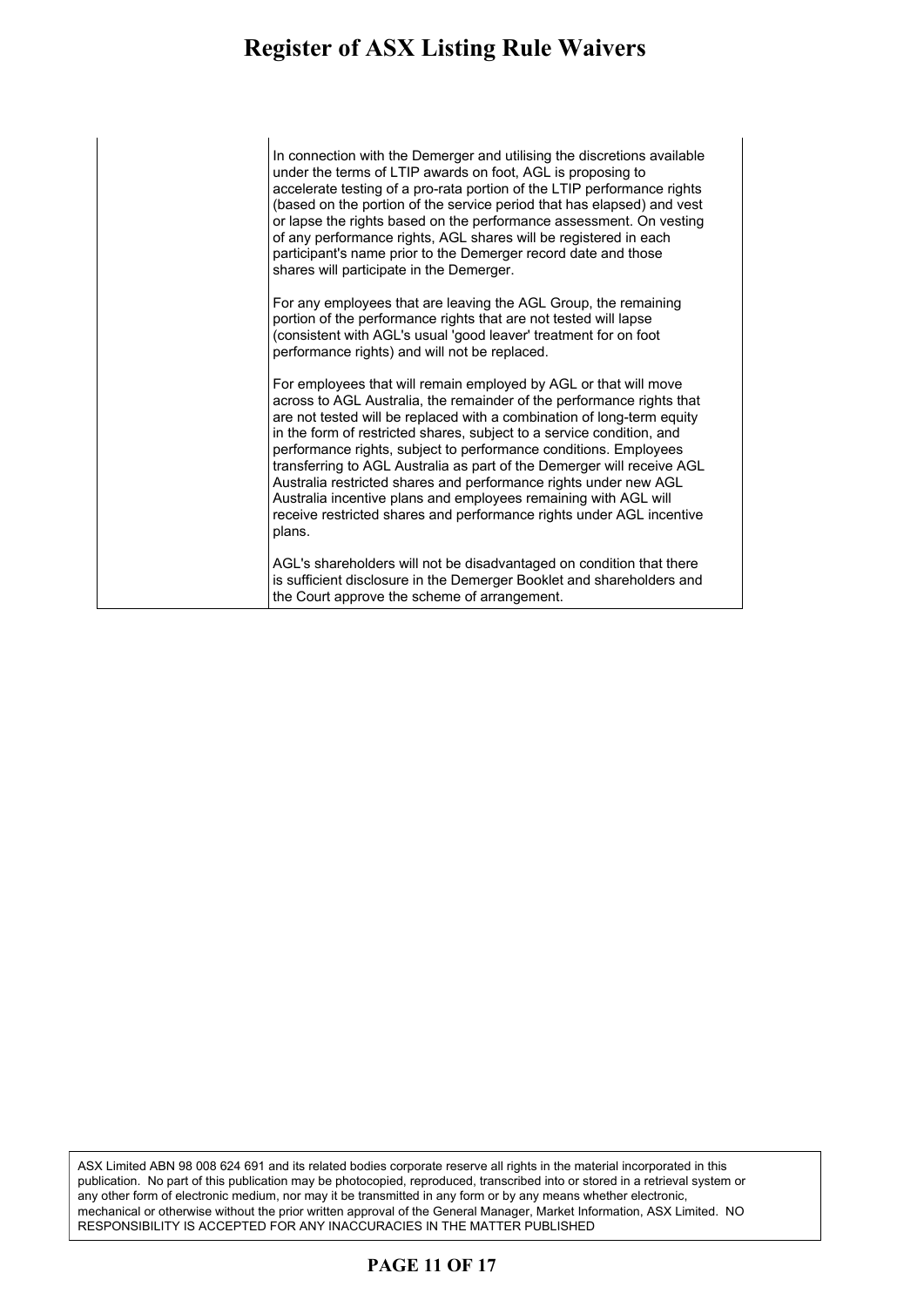| | |
|---|---|
| | In connection with the Demerger and utilising the discretions available under the terms of LTIP awards on foot, AGL is proposing to accelerate testing of a pro-rata portion of the LTIP performance rights (based on the portion of the service period that has elapsed) and vest or lapse the rights based on the performance assessment. On vesting of any performance rights, AGL shares will be registered in each participant's name prior to the Demerger record date and those shares will participate in the Demerger.<br><br>For any employees that are leaving the AGL Group, the remaining portion of the performance rights that are not tested will lapse (consistent with AGL's usual 'good leaver' treatment for on foot performance rights) and will not be replaced.<br><br>For employees that will remain employed by AGL or that will move across to AGL Australia, the remainder of the performance rights that are not tested will be replaced with a combination of long-term equity in the form of restricted shares, subject to a service condition, and performance rights, subject to performance conditions. Employees transferring to AGL Australia as part of the Demerger will receive AGL Australia restricted shares and performance rights under new AGL Australia incentive plans and employees remaining with AGL will receive restricted shares and performance rights under AGL incentive plans.<br><br>AGL's shareholders will not be disadvantaged on condition that there is sufficient disclosure in the Demerger Booklet and shareholders and the Court approve the scheme of arrangement. |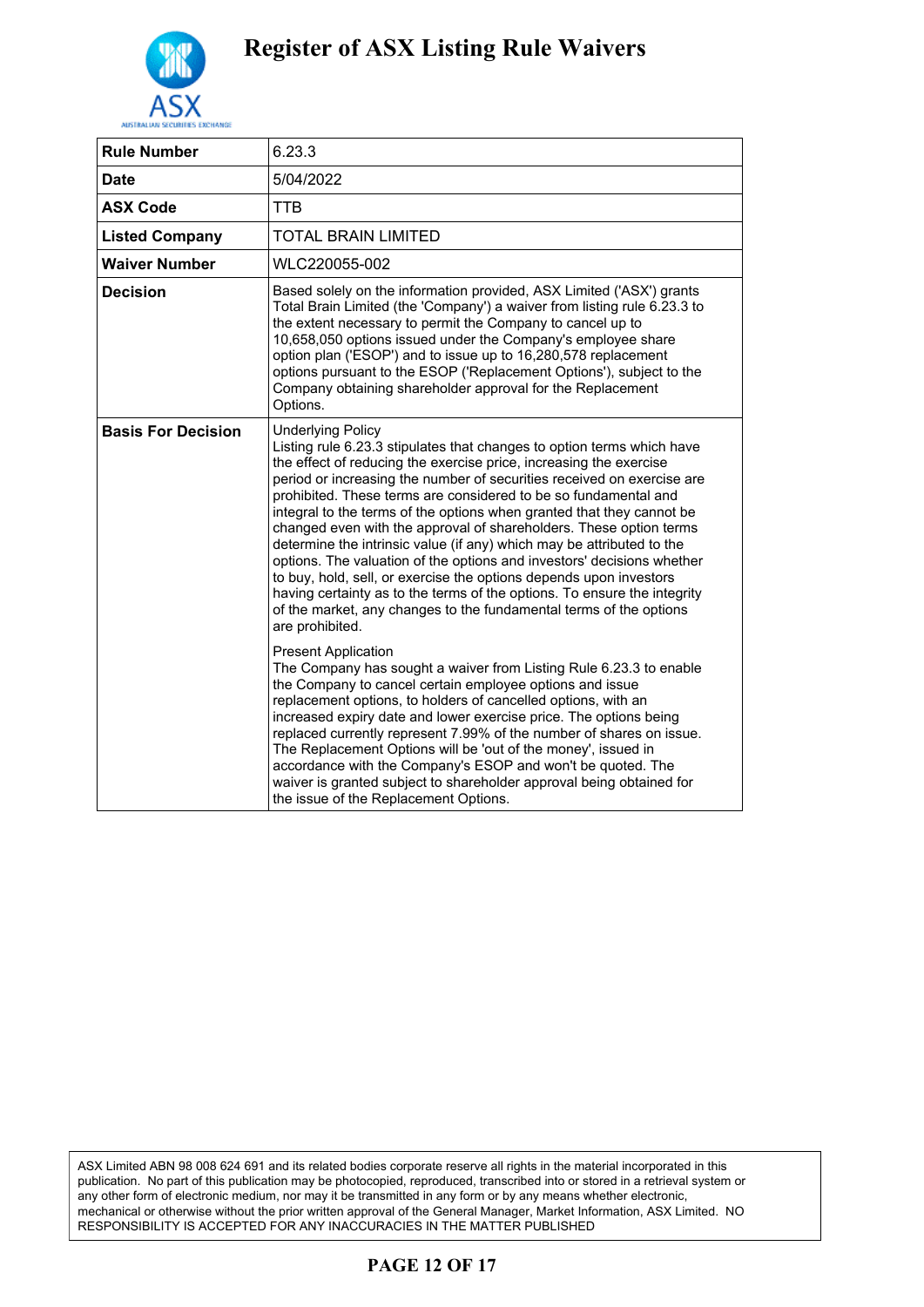# Register of ASX Listing Rule Waivers

| Rule Number | 6.23.3 |
|---|---|
| Date | 5/04/2022 |
| ASX Code | TTB |
| Listed Company | TOTAL BRAIN LIMITED |
| Waiver Number | WLC220055-002 |
| Decision | Based solely on the information provided, ASX Limited ('ASX') grants Total Brain Limited (the 'Company') a waiver from listing rule 6.23.3 to the extent necessary to permit the Company to cancel up to 10,658,050 options issued under the Company's employee share option plan ('ESOP') and to issue up to 16,280,578 replacement options pursuant to the ESOP ('Replacement Options'), subject to the Company obtaining shareholder approval for the Replacement Options. |
| Basis For Decision | Underlying Policy<br>Listing rule 6.23.3 stipulates that changes to option terms which have the effect of reducing the exercise price, increasing the exercise period or increasing the number of securities received on exercise are prohibited. These terms are considered to be so fundamental and integral to the terms of the options when granted that they cannot be changed even with the approval of shareholders. These option terms determine the intrinsic value (if any) which may be attributed to the options. The valuation of the options and investors' decisions whether to buy, hold, sell, or exercise the options depends upon investors having certainty as to the terms of the options. To ensure the integrity of the market, any changes to the fundamental terms of the options are prohibited.<br><br>Present Application<br>The Company has sought a waiver from Listing Rule 6.23.3 to enable the Company to cancel certain employee options and issue replacement options, to holders of cancelled options, with an increased expiry date and lower exercise price. The options being replaced currently represent 7.99% of the number of shares on issue. The Replacement Options will be 'out of the money', issued in accordance with the Company's ESOP and won't be quoted. The waiver is granted subject to shareholder approval being obtained for the issue of the Replacement Options. |

ASX Limited ABN 98 008 624 691 and its related bodies corporate reserve all rights in the material incorporated in this publication. No part of this publication may be photocopied, reproduced, transcribed into or stored in a retrieval system or any other form of electronic medium, nor may it be transmitted in any form or by any means whether electronic, mechanical or otherwise without the prior written approval of the General Manager, Market Information, ASX Limited. NO RESPONSIBILITY IS ACCEPTED FOR ANY INACCURACIES IN THE MATTER PUBLISHED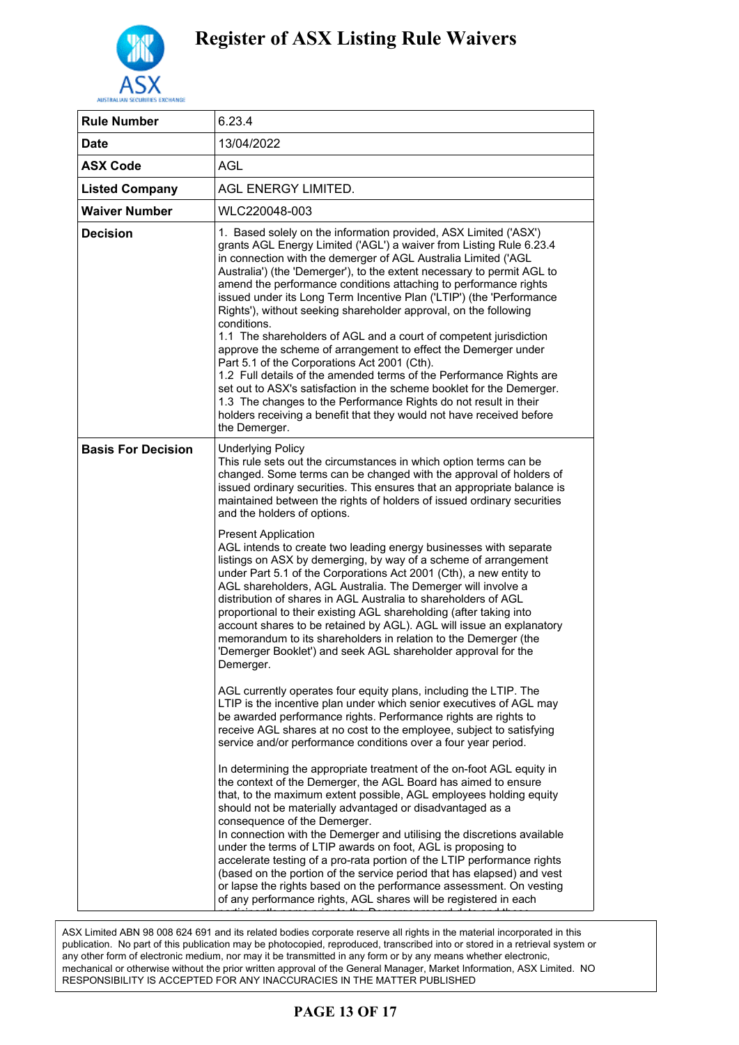# Register of ASX Listing Rule Waivers

| | |
|---|---|
| **Rule Number** | 6.23.4 |
| **Date** | 13/04/2022 |
| **ASX Code** | AGL |
| **Listed Company** | AGL ENERGY LIMITED. |
| **Waiver Number** | WLC220048-003 |
| **Decision** | 1. Based solely on the information provided, ASX Limited ('ASX') grants AGL Energy Limited ('AGL') a waiver from Listing Rule 6.23.4 in connection with the demerger of AGL Australia Limited ('AGL Australia') (the 'Demerger'), to the extent necessary to permit AGL to amend the performance conditions attaching to performance rights issued under its Long Term Incentive Plan ('LTIP') (the 'Performance Rights'), without seeking shareholder approval, on the following conditions.<br>1.1 The shareholders of AGL and a court of competent jurisdiction approve the scheme of arrangement to effect the Demerger under Part 5.1 of the Corporations Act 2001 (Cth).<br>1.2 Full details of the amended terms of the Performance Rights are set out to ASX's satisfaction in the scheme booklet for the Demerger.<br>1.3 The changes to the Performance Rights do not result in their holders receiving a benefit that they would not have received before the Demerger. |
| **Basis For Decision** | Underlying Policy<br>This rule sets out the circumstances in which option terms can be changed. Some terms can be changed with the approval of holders of issued ordinary securities. This ensures that an appropriate balance is maintained between the rights of holders of issued ordinary securities and the holders of options.<br><br>Present Application<br>AGL intends to create two leading energy businesses with separate listings on ASX by demerging, by way of a scheme of arrangement under Part 5.1 of the Corporations Act 2001 (Cth), a new entity to AGL shareholders, AGL Australia. The Demerger will involve a distribution of shares in AGL Australia to shareholders of AGL proportional to their existing AGL shareholding (after taking into account shares to be retained by AGL). AGL will issue an explanatory memorandum to its shareholders in relation to the Demerger (the 'Demerger Booklet') and seek AGL shareholder approval for the Demerger.<br><br>AGL currently operates four equity plans, including the LTIP. The LTIP is the incentive plan under which senior executives of AGL may be awarded performance rights. Performance rights are rights to receive AGL shares at no cost to the employee, subject to satisfying service and/or performance conditions over a four year period.<br><br>In determining the appropriate treatment of the on-foot AGL equity in the context of the Demerger, the AGL Board has aimed to ensure that, to the maximum extent possible, AGL employees holding equity should not be materially advantaged or disadvantaged as a consequence of the Demerger.<br>In connection with the Demerger and utilising the discretions available under the terms of LTIP awards on foot, AGL is proposing to accelerate testing of a pro-rata portion of the LTIP performance rights (based on the portion of the service period that has elapsed) and vest or lapse the rights based on the performance assessment. On vesting of any performance rights, AGL shares will be registered in each |

ASX Limited ABN 98 008 624 691 and its related bodies corporate reserve all rights in the material incorporated in this publication. No part of this publication may be photocopied, reproduced, transcribed into or stored in a retrieval system or any other form of electronic medium, nor may it be transmitted in any form or by any means whether electronic, mechanical or otherwise without the prior written approval of the General Manager, Market Information, ASX Limited. NO RESPONSIBILITY IS ACCEPTED FOR ANY INACCURACIES IN THE MATTER PUBLISHED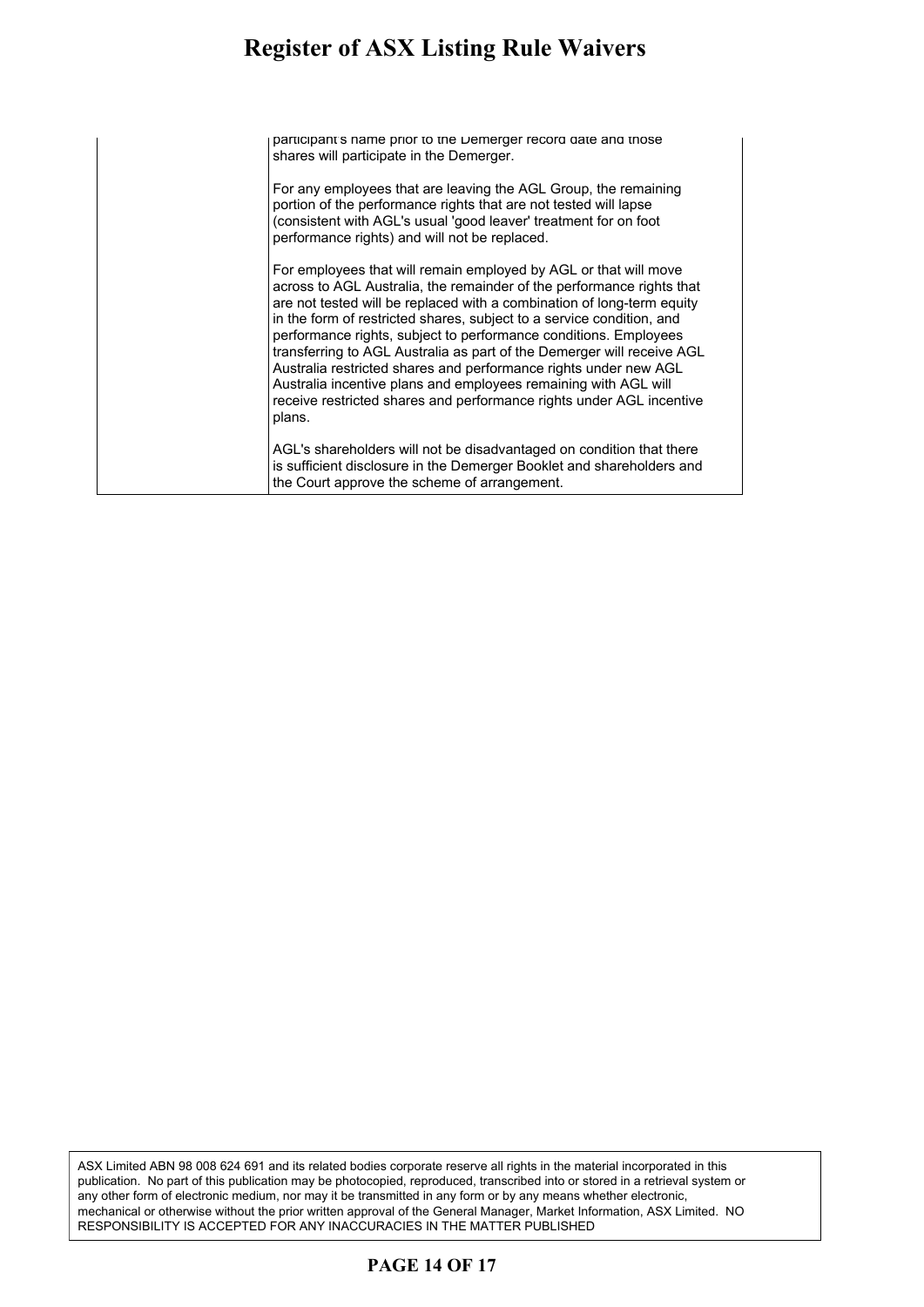| | participant's name prior to the Demerger record date and those shares will participate in the Demerger.<br><br>For any employees that are leaving the AGL Group, the remaining portion of the performance rights that are not tested will lapse (consistent with AGL's usual 'good leaver' treatment for on foot performance rights) and will not be replaced.<br><br>For employees that will remain employed by AGL or that will move across to AGL Australia, the remainder of the performance rights that are not tested will be replaced with a combination of long-term equity in the form of restricted shares, subject to a service condition, and performance rights, subject to performance conditions. Employees transferring to AGL Australia as part of the Demerger will receive AGL Australia restricted shares and performance rights under new AGL Australia incentive plans and employees remaining with AGL will receive restricted shares and performance rights under AGL incentive plans.<br><br>AGL's shareholders will not be disadvantaged on condition that there is sufficient disclosure in the Demerger Booklet and shareholders and the Court approve the scheme of arrangement. |
|---|---|

ASX Limited ABN 98 008 624 691 and its related bodies corporate reserve all rights in the material incorporated in this publication. No part of this publication may be photocopied, reproduced, transcribed into or stored in a retrieval system or any other form of electronic medium, nor may it be transmitted in any form or by any means whether electronic, mechanical or otherwise without the prior written approval of the General Manager, Market Information, ASX Limited. NO RESPONSIBILITY IS ACCEPTED FOR ANY INACCURACIES IN THE MATTER PUBLISHED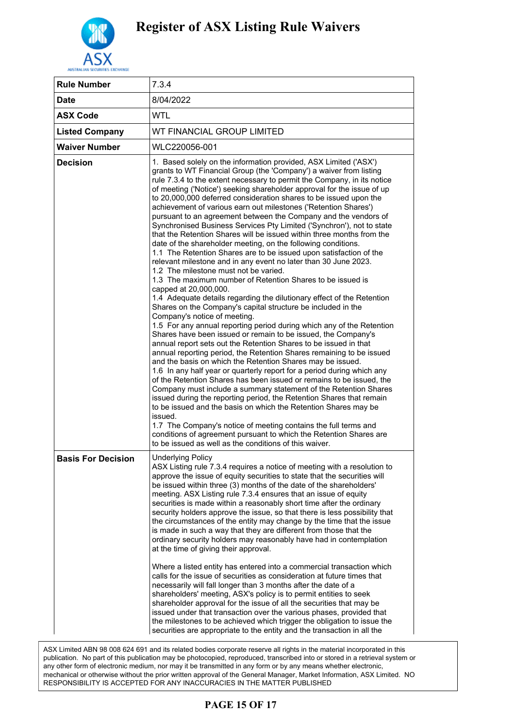# Register of ASX Listing Rule Waivers

| Rule Number | 7.3.4 |
|---|---|
| Date | 8/04/2022 |
| ASX Code | WTL |
| Listed Company | WT FINANCIAL GROUP LIMITED |
| Waiver Number | WLC220056-001 |
| Decision | 1. Based solely on the information provided, ASX Limited ('ASX') grants to WT Financial Group (the 'Company') a waiver from listing rule 7.3.4 to the extent necessary to permit the Company, in its notice of meeting ('Notice') seeking shareholder approval for the issue of up to 20,000,000 deferred consideration shares to be issued upon the achievement of various earn out milestones ('Retention Shares') pursuant to an agreement between the Company and the vendors of Synchronised Business Services Pty Limited ('Synchron'), not to state that the Retention Shares will be issued within three months from the date of the shareholder meeting, on the following conditions.<br>1.1 The Retention Shares are to be issued upon satisfaction of the relevant milestone and in any event no later than 30 June 2023.<br>1.2 The milestone must not be varied.<br>1.3 The maximum number of Retention Shares to be issued is capped at 20,000,000.<br>1.4 Adequate details regarding the dilutionary effect of the Retention Shares on the Company's capital structure be included in the Company's notice of meeting.<br>1.5 For any annual reporting period during which any of the Retention Shares have been issued or remain to be issued, the Company's annual report sets out the Retention Shares to be issued in that annual reporting period, the Retention Shares remaining to be issued and the basis on which the Retention Shares may be issued.<br>1.6 In any half year or quarterly report for a period during which any of the Retention Shares has been issued or remains to be issued, the Company must include a summary statement of the Retention Shares issued during the reporting period, the Retention Shares that remain to be issued and the basis on which the Retention Shares may be issued.<br>1.7 The Company's notice of meeting contains the full terms and conditions of agreement pursuant to which the Retention Shares are to be issued as well as the conditions of this waiver. |
| Basis For Decision | Underlying Policy<br>ASX Listing rule 7.3.4 requires a notice of meeting with a resolution to approve the issue of equity securities to state that the securities will be issued within three (3) months of the date of the shareholders' meeting. ASX Listing rule 7.3.4 ensures that an issue of equity securities is made within a reasonably short time after the ordinary security holders approve the issue, so that there is less possibility that the circumstances of the entity may change by the time that the issue is made in such a way that they are different from those that the ordinary security holders may reasonably have had in contemplation at the time of giving their approval.<br><br>Where a listed entity has entered into a commercial transaction which calls for the issue of securities as consideration at future times that necessarily will fall longer than 3 months after the date of a shareholders' meeting, ASX's policy is to permit entities to seek shareholder approval for the issue of all the securities that may be issued under that transaction over the various phases, provided that the milestones to be achieved which trigger the obligation to issue the securities are appropriate to the entity and the transaction in all the |

ASX Limited ABN 98 008 624 691 and its related bodies corporate reserve all rights in the material incorporated in this publication. No part of this publication may be photocopied, reproduced, transcribed into or stored in a retrieval system or any other form of electronic medium, nor may it be transmitted in any form or by any means whether electronic, mechanical or otherwise without the prior written approval of the General Manager, Market Information, ASX Limited. NO RESPONSIBILITY IS ACCEPTED FOR ANY INACCURACIES IN THE MATTER PUBLISHED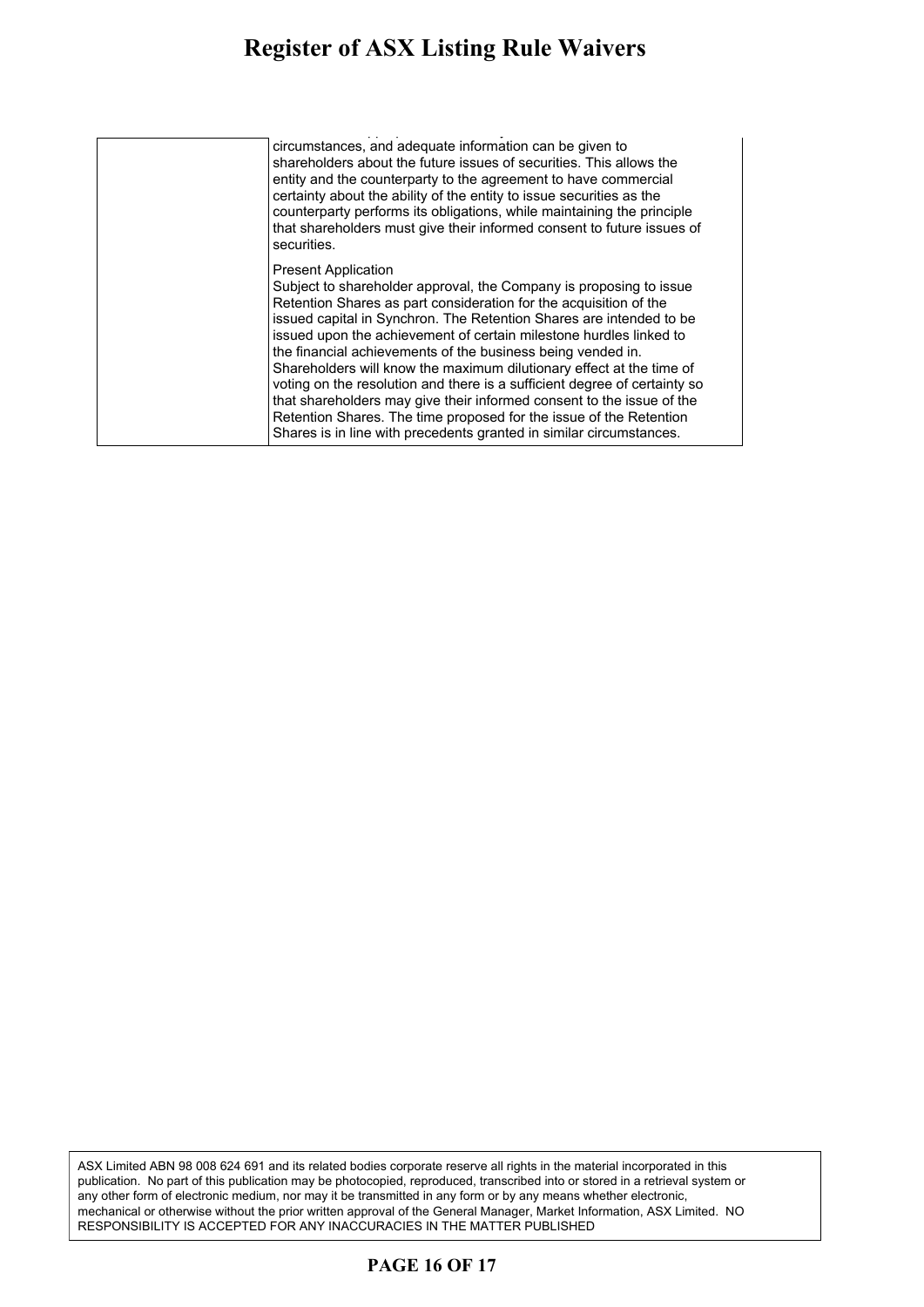| | |
|---|---|
| | circumstances, and adequate information can be given to shareholders about the future issues of securities. This allows the entity and the counterparty to the agreement to have commercial certainty about the ability of the entity to issue securities as the counterparty performs its obligations, while maintaining the principle that shareholders must give their informed consent to future issues of securities.<br><br>Present Application<br>Subject to shareholder approval, the Company is proposing to issue Retention Shares as part consideration for the acquisition of the issued capital in Synchron. The Retention Shares are intended to be issued upon the achievement of certain milestone hurdles linked to the financial achievements of the business being vended in. Shareholders will know the maximum dilutionary effect at the time of voting on the resolution and there is a sufficient degree of certainty so that shareholders may give their informed consent to the issue of the Retention Shares. The time proposed for the issue of the Retention Shares is in line with precedents granted in similar circumstances. |

ASX Limited ABN 98 008 624 691 and its related bodies corporate reserve all rights in the material incorporated in this publication. No part of this publication may be photocopied, reproduced, transcribed into or stored in a retrieval system or any other form of electronic medium, nor may it be transmitted in any form or by any means whether electronic, mechanical or otherwise without the prior written approval of the General Manager, Market Information, ASX Limited. NO RESPONSIBILITY IS ACCEPTED FOR ANY INACCURACIES IN THE MATTER PUBLISHED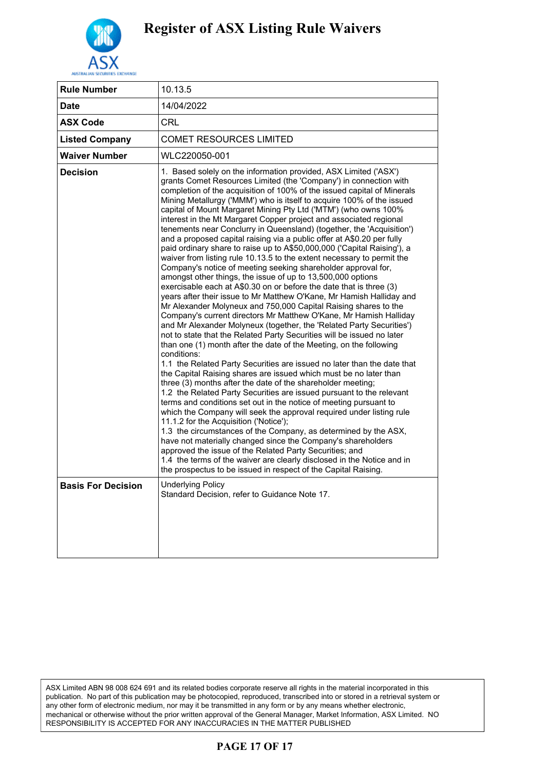# Register of ASX Listing Rule Waivers

| | |
|---|---|
| **Rule Number** | 10.13.5 |
| **Date** | 14/04/2022 |
| **ASX Code** | CRL |
| **Listed Company** | COMET RESOURCES LIMITED |
| **Waiver Number** | WLC220050-001 |
| **Decision** | 1. Based solely on the information provided, ASX Limited ('ASX') grants Comet Resources Limited (the 'Company') in connection with completion of the acquisition of 100% of the issued capital of Minerals Mining Metallurgy ('MMM') who is itself to acquire 100% of the issued capital of Mount Margaret Mining Pty Ltd ('MTM') (who owns 100% interest in the Mt Margaret Copper project and associated regional tenements near Conclurry in Queensland) (together, the 'Acquisition') and a proposed capital raising via a public offer at A$0.20 per fully paid ordinary share to raise up to A$50,000,000 ('Capital Raising'), a waiver from listing rule 10.13.5 to the extent necessary to permit the Company's notice of meeting seeking shareholder approval for, amongst other things, the issue of up to 13,500,000 options exercisable each at A$0.30 on or before the date that is three (3) years after their issue to Mr Matthew O'Kane, Mr Hamish Halliday and Mr Alexander Molyneux and 750,000 Capital Raising shares to the Company's current directors Mr Matthew O'Kane, Mr Hamish Halliday and Mr Alexander Molyneux (together, the 'Related Party Securities') not to state that the Related Party Securities will be issued no later than one (1) month after the date of the Meeting, on the following conditions:<br>1.1 the Related Party Securities are issued no later than the date that the Capital Raising shares are issued which must be no later than three (3) months after the date of the shareholder meeting;<br>1.2 the Related Party Securities are issued pursuant to the relevant terms and conditions set out in the notice of meeting pursuant to which the Company will seek the approval required under listing rule 11.1.2 for the Acquisition ('Notice');<br>1.3 the circumstances of the Company, as determined by the ASX, have not materially changed since the Company's shareholders approved the issue of the Related Party Securities; and<br>1.4 the terms of the waiver are clearly disclosed in the Notice and in the prospectus to be issued in respect of the Capital Raising. |
| **Basis For Decision** | Underlying Policy<br>Standard Decision, refer to Guidance Note 17. |

ASX Limited ABN 98 008 624 691 and its related bodies corporate reserve all rights in the material incorporated in this publication. No part of this publication may be photocopied, reproduced, transcribed into or stored in a retrieval system or any other form of electronic medium, nor may it be transmitted in any form or by any means whether electronic, mechanical or otherwise without the prior written approval of the General Manager, Market Information, ASX Limited. NO RESPONSIBILITY IS ACCEPTED FOR ANY INACCURACIES IN THE MATTER PUBLISHED